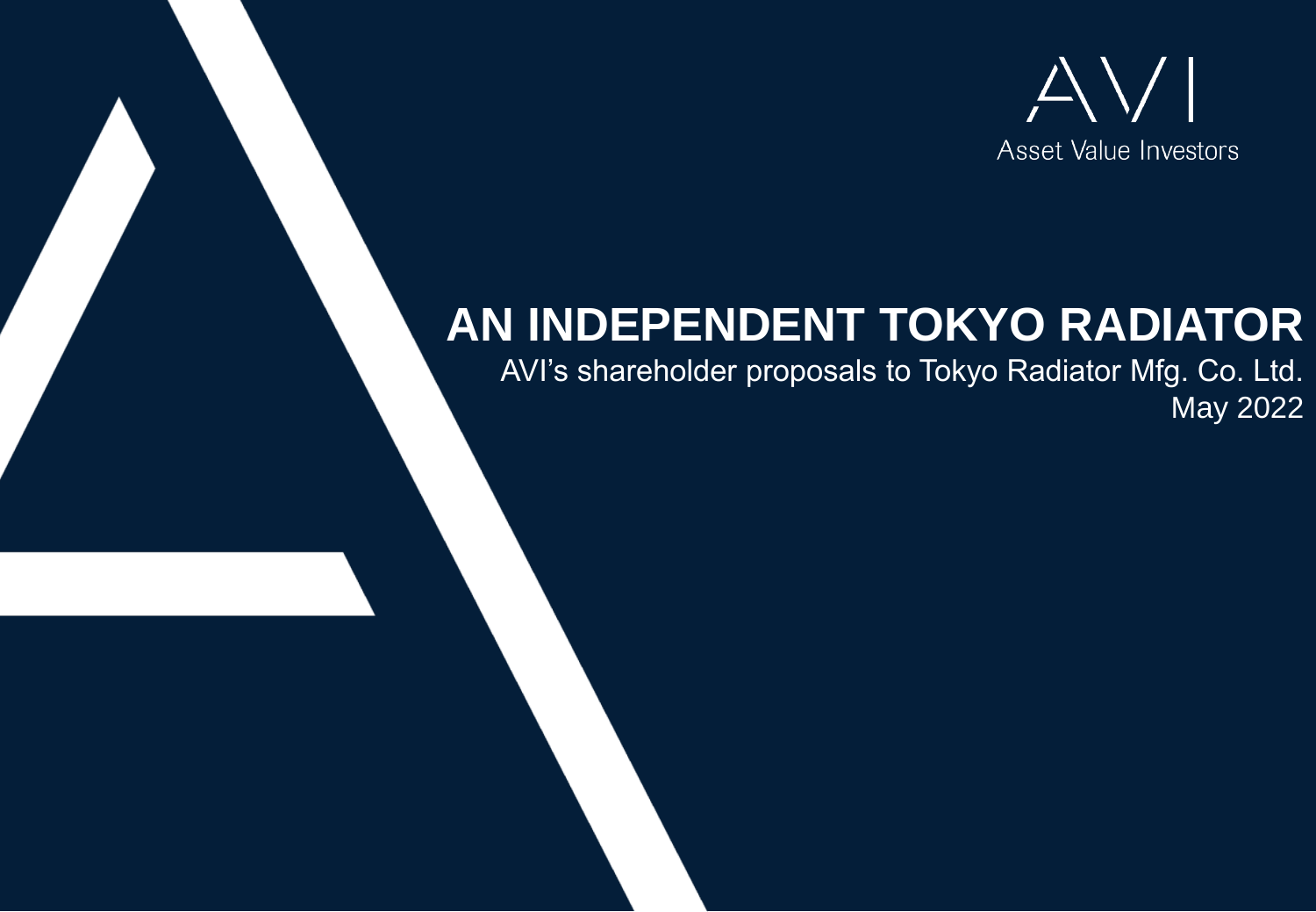AVI

Asset Value Investors

# AN INDEPENDENT TOKYO RADIATOR

AVI's shareholder proposals to Tokyo Radiator Mfg. Co. Ltd.

May 2022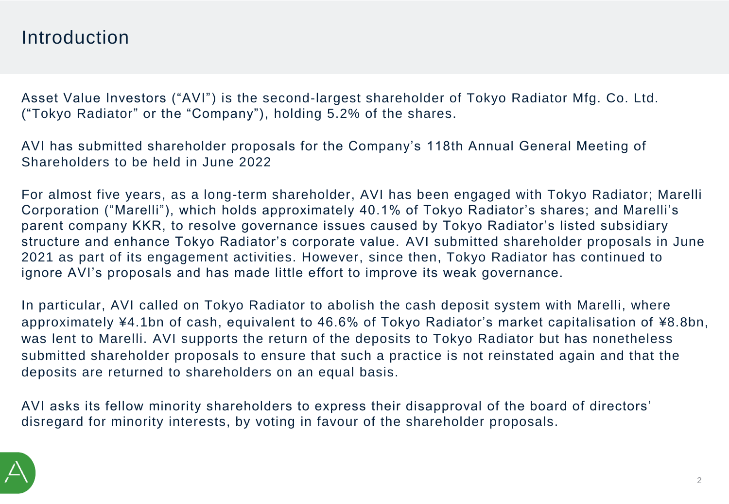# Introduction

Asset Value Investors ("AVI") is the second-largest shareholder of Tokyo Radiator Mfg. Co. Ltd. ("Tokyo Radiator" or the "Company"), holding 5.2% of the shares.

AVI has submitted shareholder proposals for the Company's 118th Annual General Meeting of Shareholders to be held in June 2022

For almost five years, as a long-term shareholder, AVI has been engaged with Tokyo Radiator; Marelli Corporation ("Marelli"), which holds approximately 40.1% of Tokyo Radiator's shares; and Marelli's parent company KKR, to resolve governance issues caused by Tokyo Radiator's listed subsidiary structure and enhance Tokyo Radiator's corporate value. AVI submitted shareholder proposals in June 2021 as part of its engagement activities. However, since then, Tokyo Radiator has continued to ignore AVI's proposals and has made little effort to improve its weak governance.

In particular, AVI called on Tokyo Radiator to abolish the cash deposit system with Marelli, where approximately ¥4.1bn of cash, equivalent to 46.6% of Tokyo Radiator's market capitalisation of ¥8.8bn, was lent to Marelli. AVI supports the return of the deposits to Tokyo Radiator but has nonetheless submitted shareholder proposals to ensure that such a practice is not reinstated again and that the deposits are returned to shareholders on an equal basis.

AVI asks its fellow minority shareholders to express their disapproval of the board of directors' disregard for minority interests, by voting in favour of the shareholder proposals.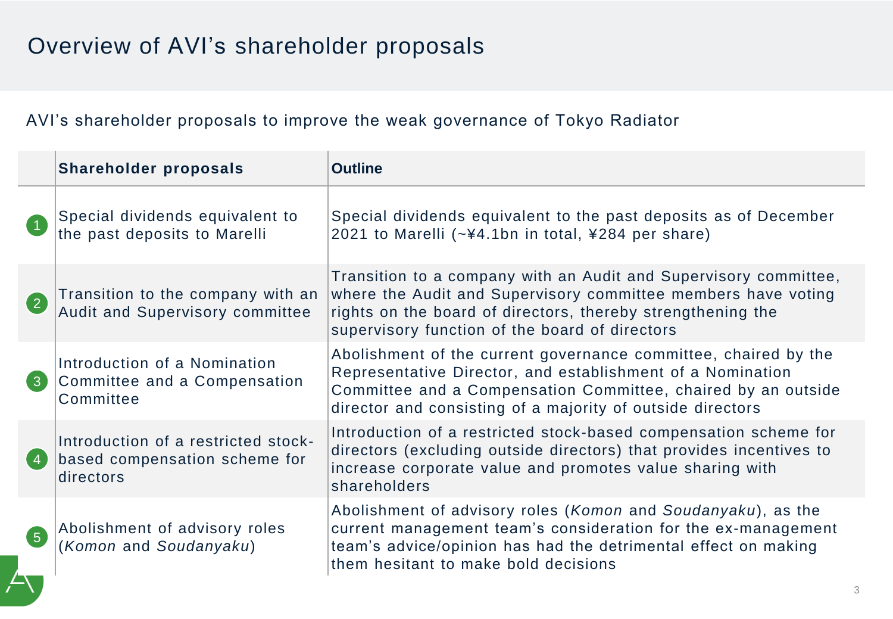# Overview of AVI's shareholder proposals

AVI's shareholder proposals to improve the weak governance of Tokyo Radiator

| | Shareholder proposals | Outline |
|---|---|---|
| 1 | Special dividends equivalent to the past deposits to Marelli | Special dividends equivalent to the past deposits as of December 2021 to Marelli (~¥4.1bn in total, ¥284 per share) |
| 2 | Transition to the company with an Audit and Supervisory committee | Transition to a company with an Audit and Supervisory committee, where the Audit and Supervisory committee members have voting rights on the board of directors, thereby strengthening the supervisory function of the board of directors |
| 3 | Introduction of a Nomination Committee and a Compensation Committee | Abolishment of the current governance committee, chaired by the Representative Director, and establishment of a Nomination Committee and a Compensation Committee, chaired by an outside director and consisting of a majority of outside directors |
| 4 | Introduction of a restricted stock-based compensation scheme for directors | Introduction of a restricted stock-based compensation scheme for directors (excluding outside directors) that provides incentives to increase corporate value and promotes value sharing with shareholders |
| 5 | Abolishment of advisory roles (*Komon* and *Soudanyaku*) | Abolishment of advisory roles (*Komon* and *Soudanyaku*), as the current management team's consideration for the ex-management team's advice/opinion has had the detrimental effect on making them hesitant to make bold decisions |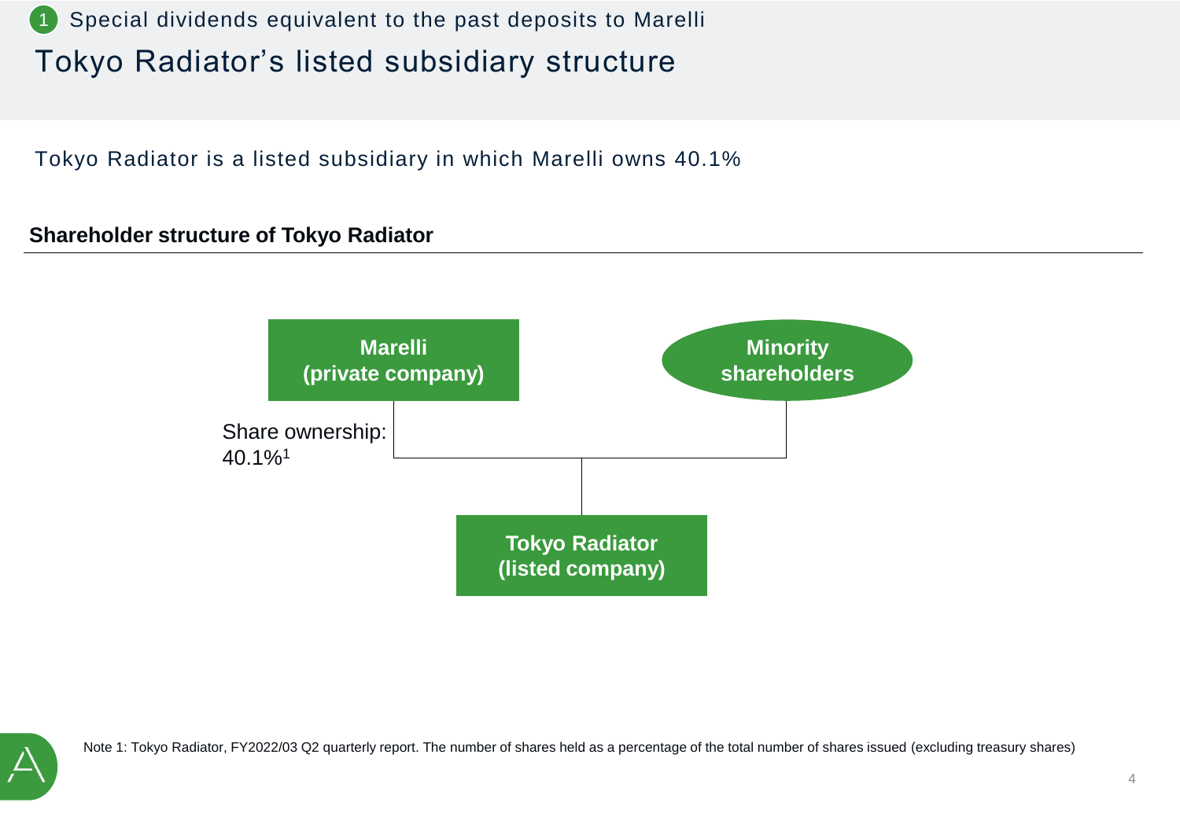1 Special dividends equivalent to the past deposits to Marelli

# Tokyo Radiator's listed subsidiary structure

Tokyo Radiator is a listed subsidiary in which Marelli owns 40.1%

**Shareholder structure of Tokyo Radiator**

**Marelli (private company)**

**Minority shareholders**

Share ownership: 40.1%[1]

**Tokyo Radiator (listed company)**

Note 1: Tokyo Radiator, FY2022/03 Q2 quarterly report. The number of shares held as a percentage of the total number of shares issued (excluding treasury shares)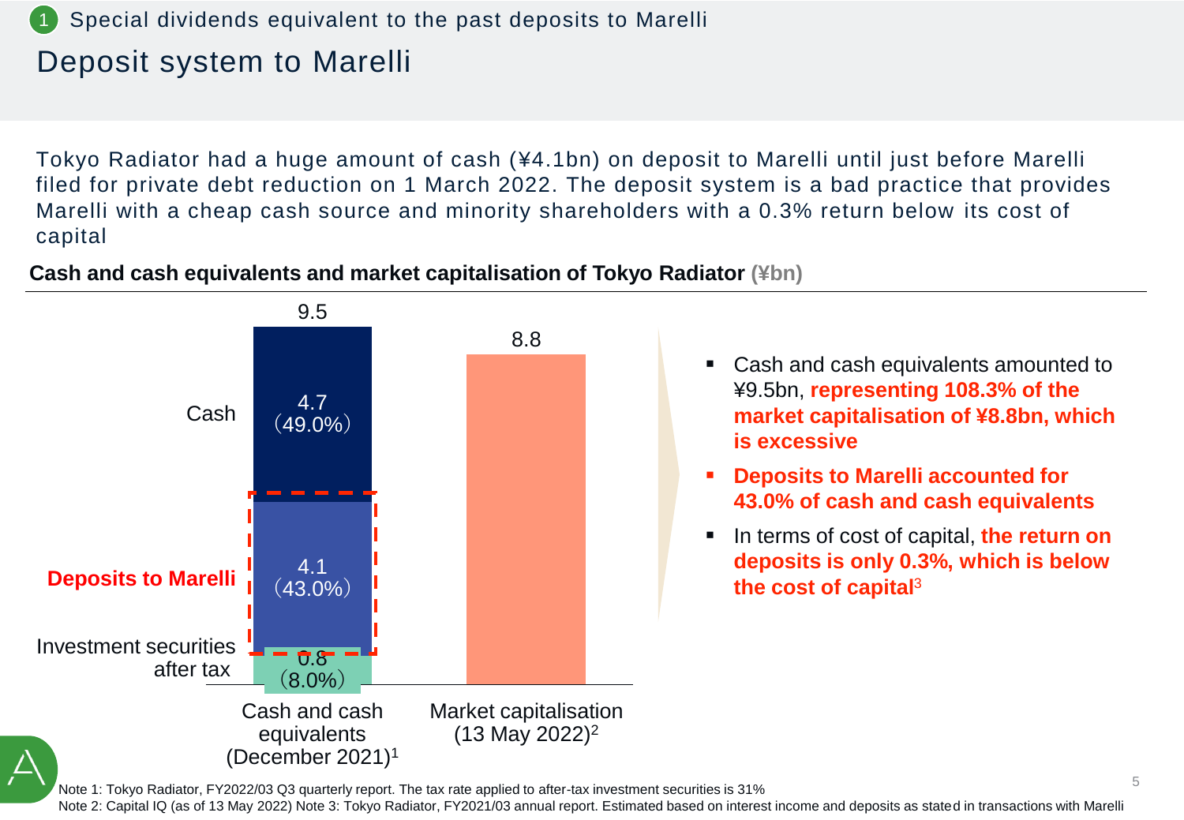1 Special dividends equivalent to the past deposits to Marelli

# Deposit system to Marelli

Tokyo Radiator had a huge amount of cash (¥4.1bn) on deposit to Marelli until just before Marelli filed for private debt reduction on 1 March 2022. The deposit system is a bad practice that provides Marelli with a cheap cash source and minority shareholders with a 0.3% return below its cost of capital

**Cash and cash equivalents and market capitalisation of Tokyo Radiator (¥bn)**

| | Cash and cash equivalents (December 2021)[1] | Market capitalisation (13 May 2022)[2] |
|---|---|---|
| Cash | 4.7 (49.0%) | |
| Deposits to Marelli | 4.1 (43.0%) | |
| Investment securities after tax | 0.8 (8.0%) | |
| Total | 9.5 | 8.8 |

- Cash and cash equivalents amounted to ¥9.5bn, **representing 108.3% of the market capitalisation of ¥8.8bn, which is excessive**
- **Deposits to Marelli accounted for 43.0% of cash and cash equivalents**
- In terms of cost of capital, **the return on deposits is only 0.3%, which is below the cost of capital**[3]

Note 1: Tokyo Radiator, FY2022/03 Q3 quarterly report. The tax rate applied to after-tax investment securities is 31%
Note 2: Capital IQ (as of 13 May 2022) Note 3: Tokyo Radiator, FY2021/03 annual report. Estimated based on interest income and deposits as stated in transactions with Marelli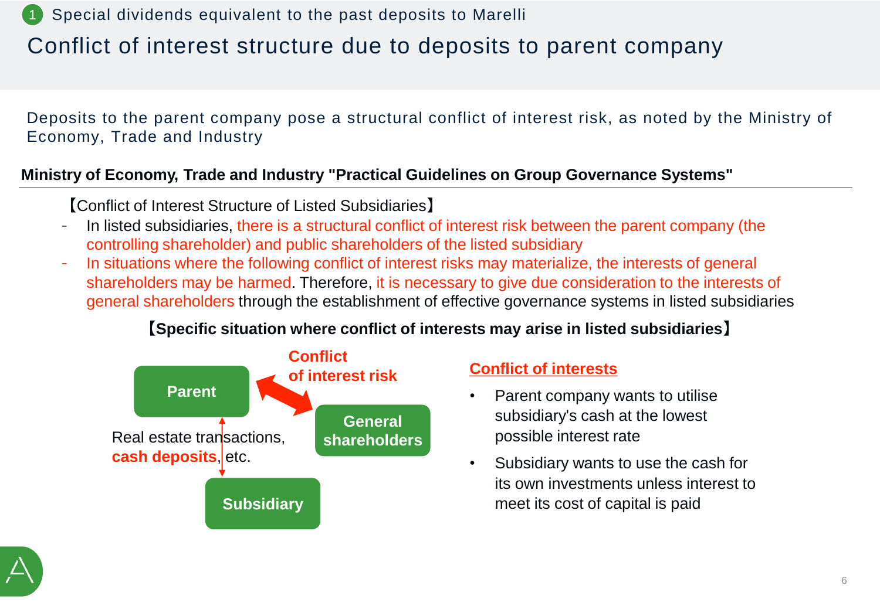1 Special dividends equivalent to the past deposits to Marelli

# Conflict of interest structure due to deposits to parent company

Deposits to the parent company pose a structural conflict of interest risk, as noted by the Ministry of Economy, Trade and Industry

**Ministry of Economy, Trade and Industry "Practical Guidelines on Group Governance Systems"**

【Conflict of Interest Structure of Listed Subsidiaries】

- In listed subsidiaries, there is a structural conflict of interest risk between the parent company (the controlling shareholder) and public shareholders of the listed subsidiary
- In situations where the following conflict of interest risks may materialize, the interests of general shareholders may be harmed. Therefore, it is necessary to give due consideration to the interests of general shareholders through the establishment of effective governance systems in listed subsidiaries

**【Specific situation where conflict of interests may arise in listed subsidiaries】**

**Parent** ↔ **General shareholders**: **Conflict of interest risk**

**Parent** ↕ **Subsidiary**: Real estate transactions, **cash deposits**, etc.

**Conflict of interests**

- Parent company wants to utilise subsidiary's cash at the lowest possible interest rate
- Subsidiary wants to use the cash for its own investments unless interest to meet its cost of capital is paid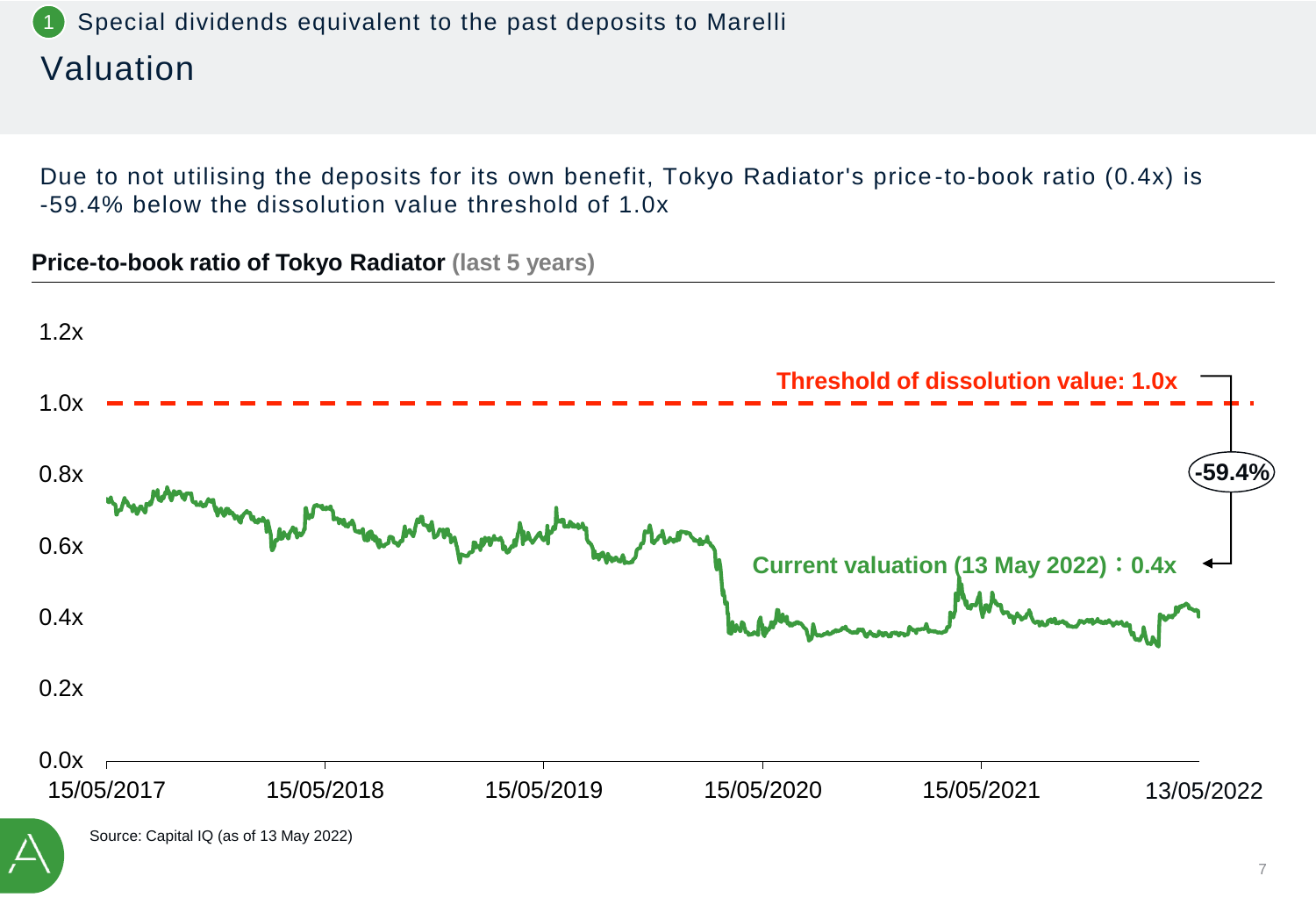1 Special dividends equivalent to the past deposits to Marelli

# Valuation

Due to not utilising the deposits for its own benefit, Tokyo Radiator's price-to-book ratio (0.4x) is -59.4% below the dissolution value threshold of 1.0x

**Price-to-book ratio of Tokyo Radiator (last 5 years)**

Threshold of dissolution value: 1.0x

-59.4%

Current valuation (13 May 2022)：0.4x

1.2x
1.0x
0.8x
0.6x
0.4x
0.2x
0.0x

15/05/2017 15/05/2018 15/05/2019 15/05/2020 15/05/2021 13/05/2022

Source: Capital IQ (as of 13 May 2022)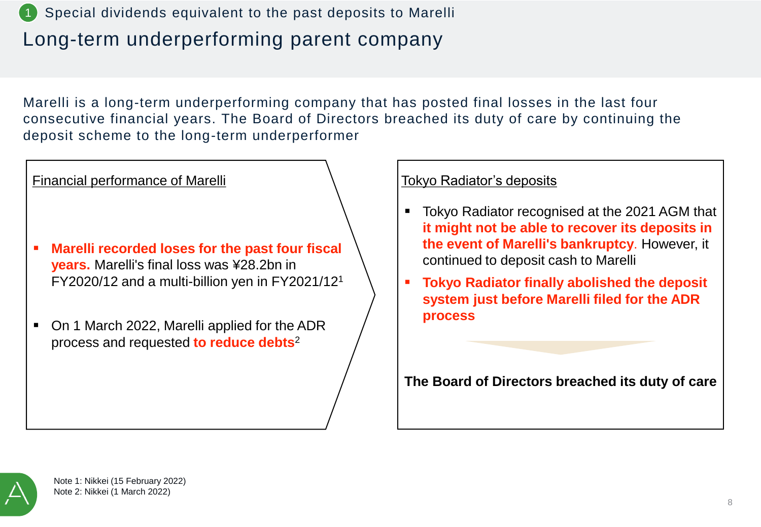1 Special dividends equivalent to the past deposits to Marelli

# Long-term underperforming parent company

Marelli is a long-term underperforming company that has posted final losses in the last four consecutive financial years. The Board of Directors breached its duty of care by continuing the deposit scheme to the long-term underperformer

Financial performance of Marelli

- **Marelli recorded loses for the past four fiscal years.** Marelli's final loss was ¥28.2bn in FY2020/12 and a multi-billion yen in FY2021/12[1]
- On 1 March 2022, Marelli applied for the ADR process and requested **to reduce debts**[2]

Tokyo Radiator's deposits

- Tokyo Radiator recognised at the 2021 AGM that **it might not be able to recover its deposits in the event of Marelli's bankruptcy**. However, it continued to deposit cash to Marelli
- **Tokyo Radiator finally abolished the deposit system just before Marelli filed for the ADR process**

**The Board of Directors breached its duty of care**

Note 1: Nikkei (15 February 2022)
Note 2: Nikkei (1 March 2022)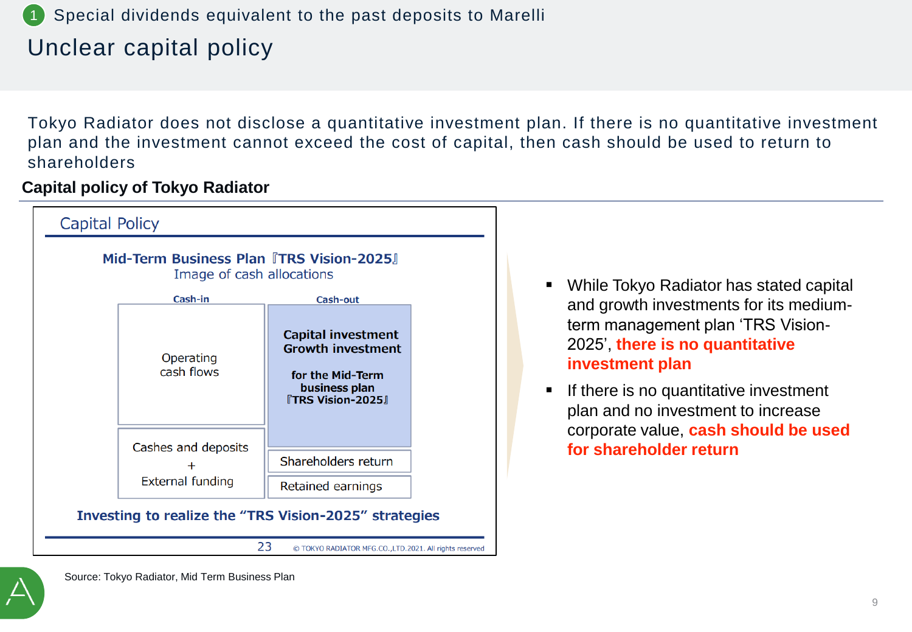1 Special dividends equivalent to the past deposits to Marelli

# Unclear capital policy

Tokyo Radiator does not disclose a quantitative investment plan. If there is no quantitative investment plan and the investment cannot exceed the cost of capital, then cash should be used to return to shareholders

**Capital policy of Tokyo Radiator**

## Capital Policy

**Mid-Term Business Plan 『TRS Vision-2025』**
Image of cash allocations

| Cash-in | Cash-out |
|---|---|
| Operating cash flows | **Capital investment Growth investment** **for the Mid-Term business plan 『TRS Vision-2025』** |
| Cashes and deposits + External funding | Shareholders return |
| | Retained earnings |

**Investing to realize the "TRS Vision-2025" strategies**

23 © TOKYO RADIATOR MFG.CO.,LTD.2021. All rights reserved

- While Tokyo Radiator has stated capital and growth investments for its medium-term management plan 'TRS Vision-2025', **there is no quantitative investment plan**
- If there is no quantitative investment plan and no investment to increase corporate value, **cash should be used for shareholder return**

Source: Tokyo Radiator, Mid Term Business Plan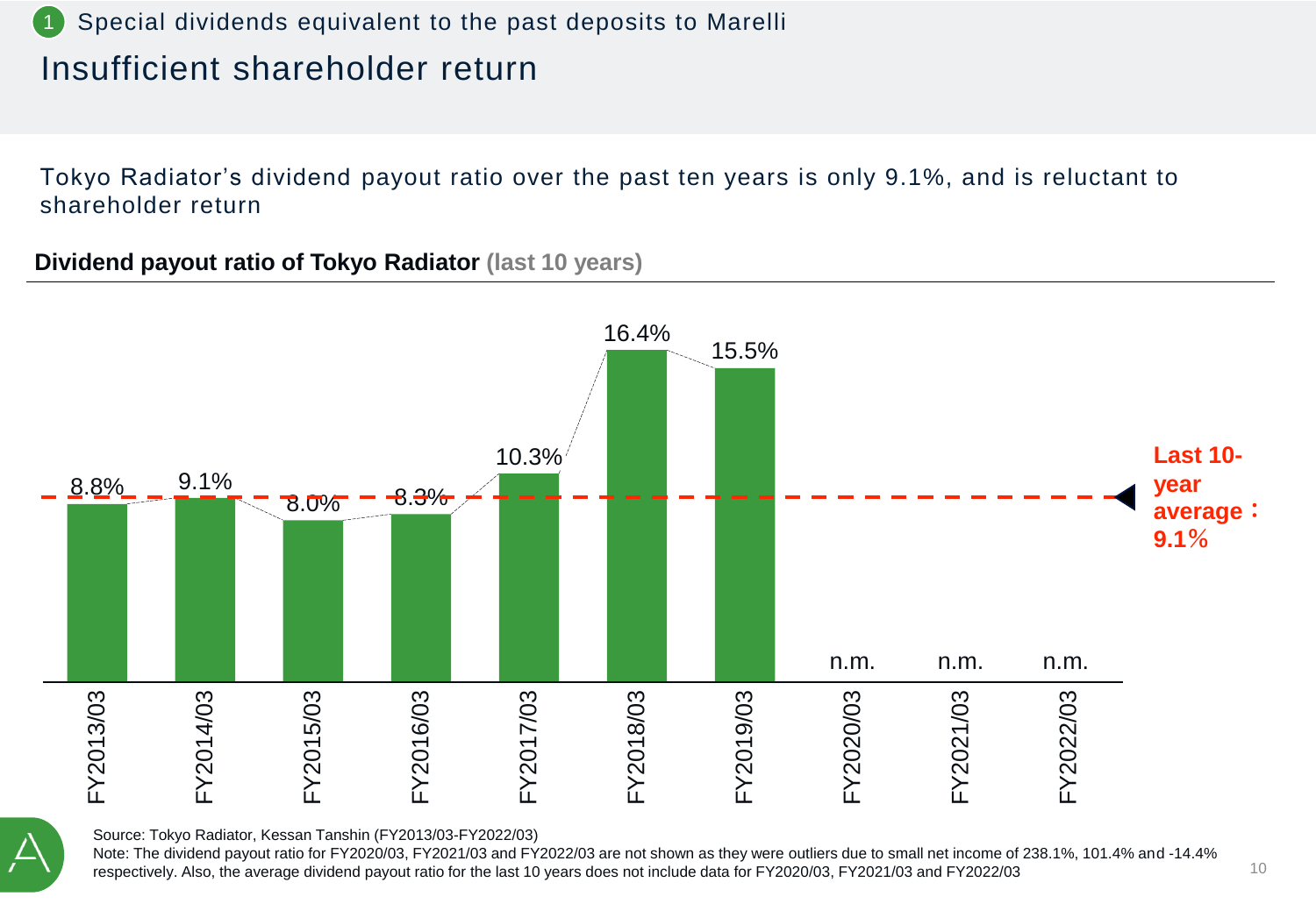1 Special dividends equivalent to the past deposits to Marelli

# Insufficient shareholder return

Tokyo Radiator's dividend payout ratio over the past ten years is only 9.1%, and is reluctant to shareholder return

**Dividend payout ratio of Tokyo Radiator (last 10 years)**

| Fiscal year | Dividend payout ratio |
|---|---|
| FY2013/03 | 8.8% |
| FY2014/03 | 9.1% |
| FY2015/03 | 8.0% |
| FY2016/03 | 8.3% |
| FY2017/03 | 10.3% |
| FY2018/03 | 16.4% |
| FY2019/03 | 15.5% |
| FY2020/03 | n.m. |
| FY2021/03 | n.m. |
| FY2022/03 | n.m. |

**Last 10-year average：9.1%**

Source: Tokyo Radiator, Kessan Tanshin (FY2013/03-FY2022/03)

Note: The dividend payout ratio for FY2020/03, FY2021/03 and FY2022/03 are not shown as they were outliers due to small net income of 238.1%, 101.4% and -14.4% respectively. Also, the average dividend payout ratio for the last 10 years does not include data for FY2020/03, FY2021/03 and FY2022/03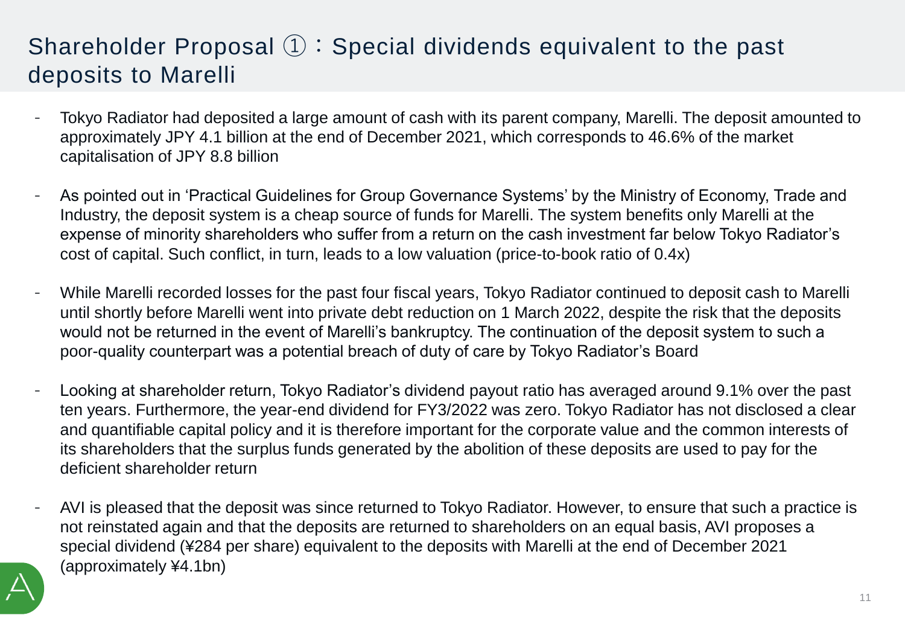# Shareholder Proposal ①：Special dividends equivalent to the past deposits to Marelli

- Tokyo Radiator had deposited a large amount of cash with its parent company, Marelli. The deposit amounted to approximately JPY 4.1 billion at the end of December 2021, which corresponds to 46.6% of the market capitalisation of JPY 8.8 billion
- As pointed out in 'Practical Guidelines for Group Governance Systems' by the Ministry of Economy, Trade and Industry, the deposit system is a cheap source of funds for Marelli. The system benefits only Marelli at the expense of minority shareholders who suffer from a return on the cash investment far below Tokyo Radiator's cost of capital. Such conflict, in turn, leads to a low valuation (price-to-book ratio of 0.4x)
- While Marelli recorded losses for the past four fiscal years, Tokyo Radiator continued to deposit cash to Marelli until shortly before Marelli went into private debt reduction on 1 March 2022, despite the risk that the deposits would not be returned in the event of Marelli's bankruptcy. The continuation of the deposit system to such a poor-quality counterpart was a potential breach of duty of care by Tokyo Radiator's Board
- Looking at shareholder return, Tokyo Radiator's dividend payout ratio has averaged around 9.1% over the past ten years. Furthermore, the year-end dividend for FY3/2022 was zero. Tokyo Radiator has not disclosed a clear and quantifiable capital policy and it is therefore important for the corporate value and the common interests of its shareholders that the surplus funds generated by the abolition of these deposits are used to pay for the deficient shareholder return
- AVI is pleased that the deposit was since returned to Tokyo Radiator. However, to ensure that such a practice is not reinstated again and that the deposits are returned to shareholders on an equal basis, AVI proposes a special dividend (¥284 per share) equivalent to the deposits with Marelli at the end of December 2021 (approximately ¥4.1bn)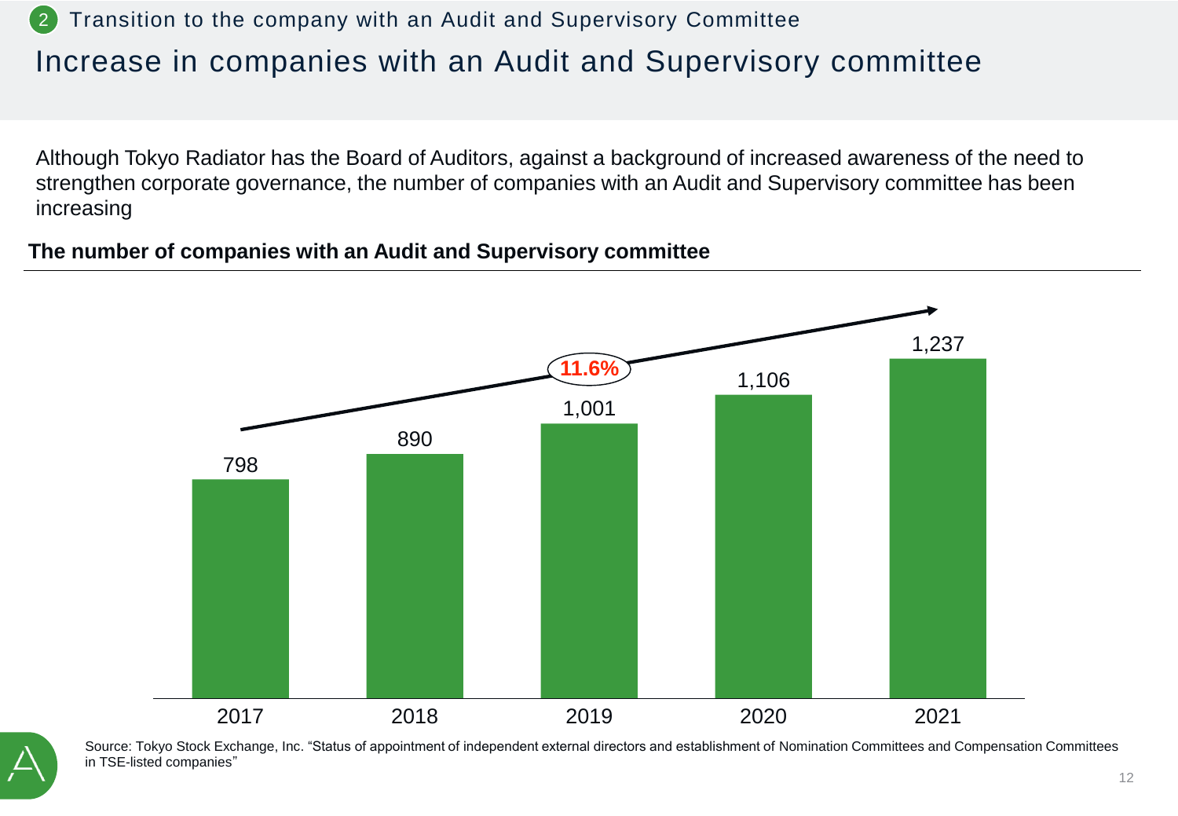## 2 Transition to the company with an Audit and Supervisory Committee

# Increase in companies with an Audit and Supervisory committee

Although Tokyo Radiator has the Board of Auditors, against a background of increased awareness of the need to strengthen corporate governance, the number of companies with an Audit and Supervisory committee has been increasing

**The number of companies with an Audit and Supervisory committee**

| Year | 2017 | 2018 | 2019 | 2020 | 2021 |
|---|---|---|---|---|---|
| Number of companies | 798 | 890 | 1,001 | 1,106 | 1,237 |

11.6%

Source: Tokyo Stock Exchange, Inc. "Status of appointment of independent external directors and establishment of Nomination Committees and Compensation Committees in TSE-listed companies"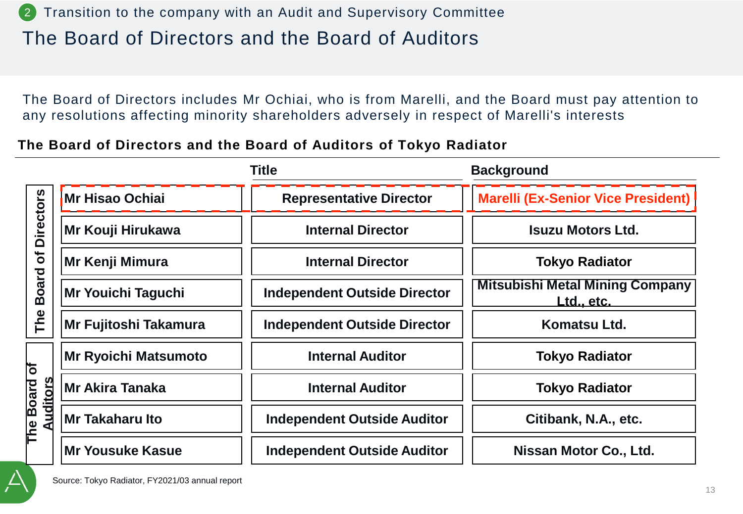## 2 Transition to the company with an Audit and Supervisory Committee

# The Board of Directors and the Board of Auditors

The Board of Directors includes Mr Ochiai, who is from Marelli, and the Board must pay attention to any resolutions affecting minority shareholders adversely in respect of Marelli's interests

**The Board of Directors and the Board of Auditors of Tokyo Radiator**

| | Name | Title | Background |
|---|---|---|---|
| The Board of Directors | **Mr Hisao Ochiai** | **Representative Director** | **Marelli (Ex-Senior Vice President)** |
| | **Mr Kouji Hirukawa** | **Internal Director** | **Isuzu Motors Ltd.** |
| | **Mr Kenji Mimura** | **Internal Director** | **Tokyo Radiator** |
| | **Mr Youichi Taguchi** | **Independent Outside Director** | **Mitsubishi Metal Mining Company Ltd., etc.** |
| | **Mr Fujitoshi Takamura** | **Independent Outside Director** | **Komatsu Ltd.** |
| The Board of Auditors | **Mr Ryoichi Matsumoto** | **Internal Auditor** | **Tokyo Radiator** |
| | **Mr Akira Tanaka** | **Internal Auditor** | **Tokyo Radiator** |
| | **Mr Takaharu Ito** | **Independent Outside Auditor** | **Citibank, N.A., etc.** |
| | **Mr Yousuke Kasue** | **Independent Outside Auditor** | **Nissan Motor Co., Ltd.** |

Source: Tokyo Radiator, FY2021/03 annual report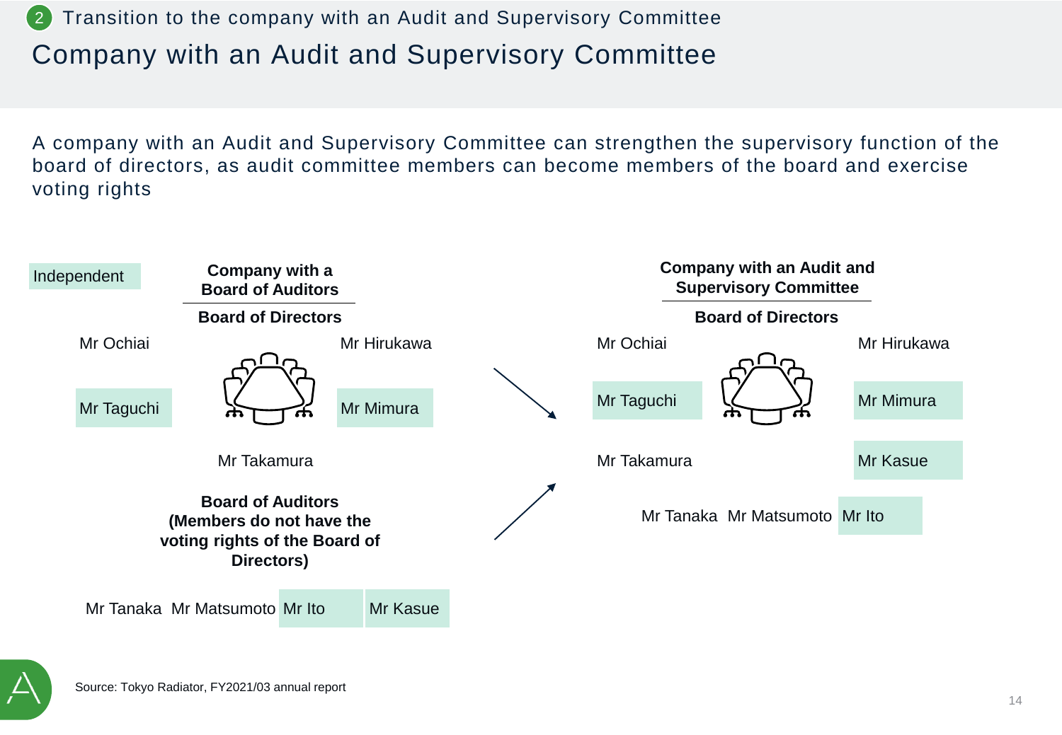## 2 Transition to the company with an Audit and Supervisory Committee

# Company with an Audit and Supervisory Committee

A company with an Audit and Supervisory Committee can strengthen the supervisory function of the board of directors, as audit committee members can become members of the board and exercise voting rights

Independent

**Company with a Board of Auditors**

**Board of Directors**

Mr Ochiai

Mr Hirukawa

Mr Taguchi

Mr Mimura

Mr Takamura

**Board of Auditors (Members do not have the voting rights of the Board of Directors)**

Mr Tanaka Mr Matsumoto Mr Ito Mr Kasue

**Company with an Audit and Supervisory Committee**

**Board of Directors**

Mr Ochiai

Mr Hirukawa

Mr Taguchi

Mr Mimura

Mr Takamura

Mr Kasue

Mr Tanaka Mr Matsumoto Mr Ito

Source: Tokyo Radiator, FY2021/03 annual report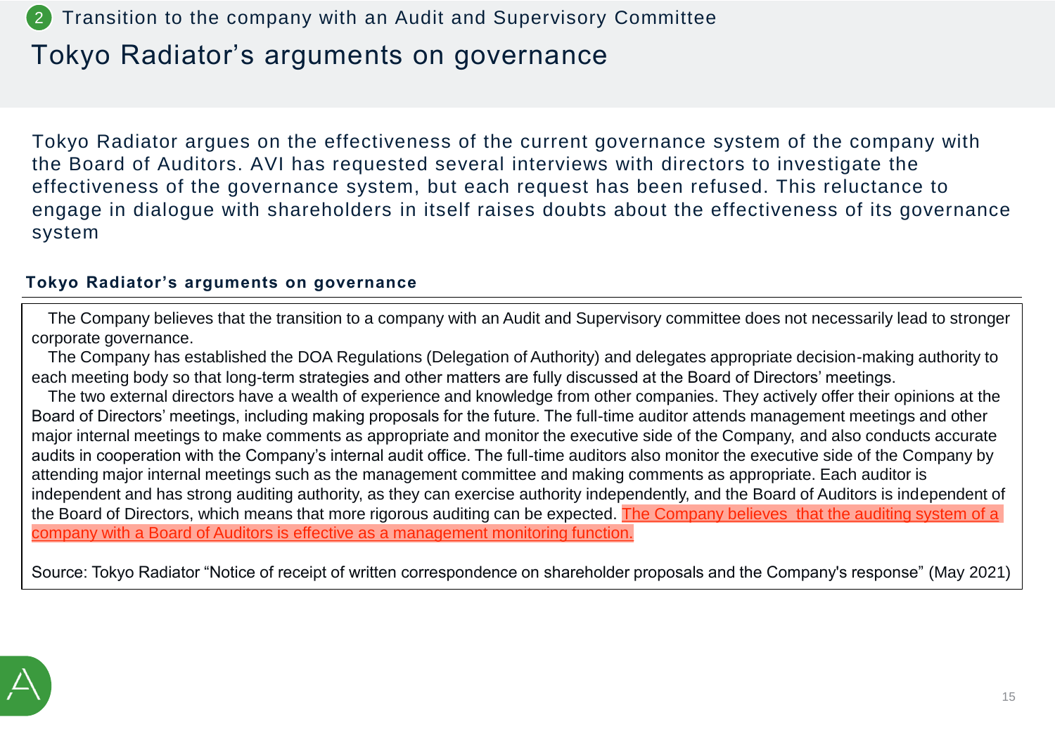2 Transition to the company with an Audit and Supervisory Committee

# Tokyo Radiator's arguments on governance

Tokyo Radiator argues on the effectiveness of the current governance system of the company with the Board of Auditors. AVI has requested several interviews with directors to investigate the effectiveness of the governance system, but each request has been refused. This reluctance to engage in dialogue with shareholders in itself raises doubts about the effectiveness of its governance system

**Tokyo Radiator's arguments on governance**

The Company believes that the transition to a company with an Audit and Supervisory committee does not necessarily lead to stronger corporate governance.

The Company has established the DOA Regulations (Delegation of Authority) and delegates appropriate decision-making authority to each meeting body so that long-term strategies and other matters are fully discussed at the Board of Directors' meetings.

The two external directors have a wealth of experience and knowledge from other companies. They actively offer their opinions at the Board of Directors' meetings, including making proposals for the future. The full-time auditor attends management meetings and other major internal meetings to make comments as appropriate and monitor the executive side of the Company, and also conducts accurate audits in cooperation with the Company's internal audit office. The full-time auditors also monitor the executive side of the Company by attending major internal meetings such as the management committee and making comments as appropriate. Each auditor is independent and has strong auditing authority, as they can exercise authority independently, and the Board of Auditors is independent of the Board of Directors, which means that more rigorous auditing can be expected. The Company believes that the auditing system of a company with a Board of Auditors is effective as a management monitoring function.

Source: Tokyo Radiator "Notice of receipt of written correspondence on shareholder proposals and the Company's response" (May 2021)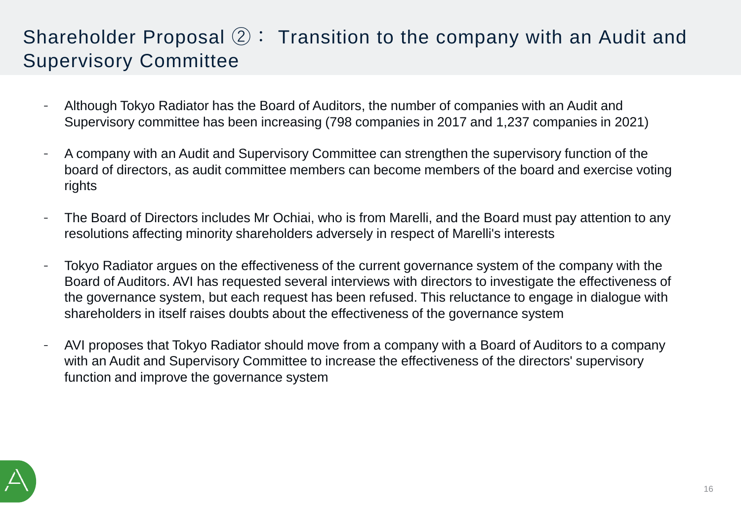# Shareholder Proposal ②： Transition to the company with an Audit and Supervisory Committee

- Although Tokyo Radiator has the Board of Auditors, the number of companies with an Audit and Supervisory committee has been increasing (798 companies in 2017 and 1,237 companies in 2021)
- A company with an Audit and Supervisory Committee can strengthen the supervisory function of the board of directors, as audit committee members can become members of the board and exercise voting rights
- The Board of Directors includes Mr Ochiai, who is from Marelli, and the Board must pay attention to any resolutions affecting minority shareholders adversely in respect of Marelli's interests
- Tokyo Radiator argues on the effectiveness of the current governance system of the company with the Board of Auditors. AVI has requested several interviews with directors to investigate the effectiveness of the governance system, but each request has been refused. This reluctance to engage in dialogue with shareholders in itself raises doubts about the effectiveness of the governance system
- AVI proposes that Tokyo Radiator should move from a company with a Board of Auditors to a company with an Audit and Supervisory Committee to increase the effectiveness of the directors' supervisory function and improve the governance system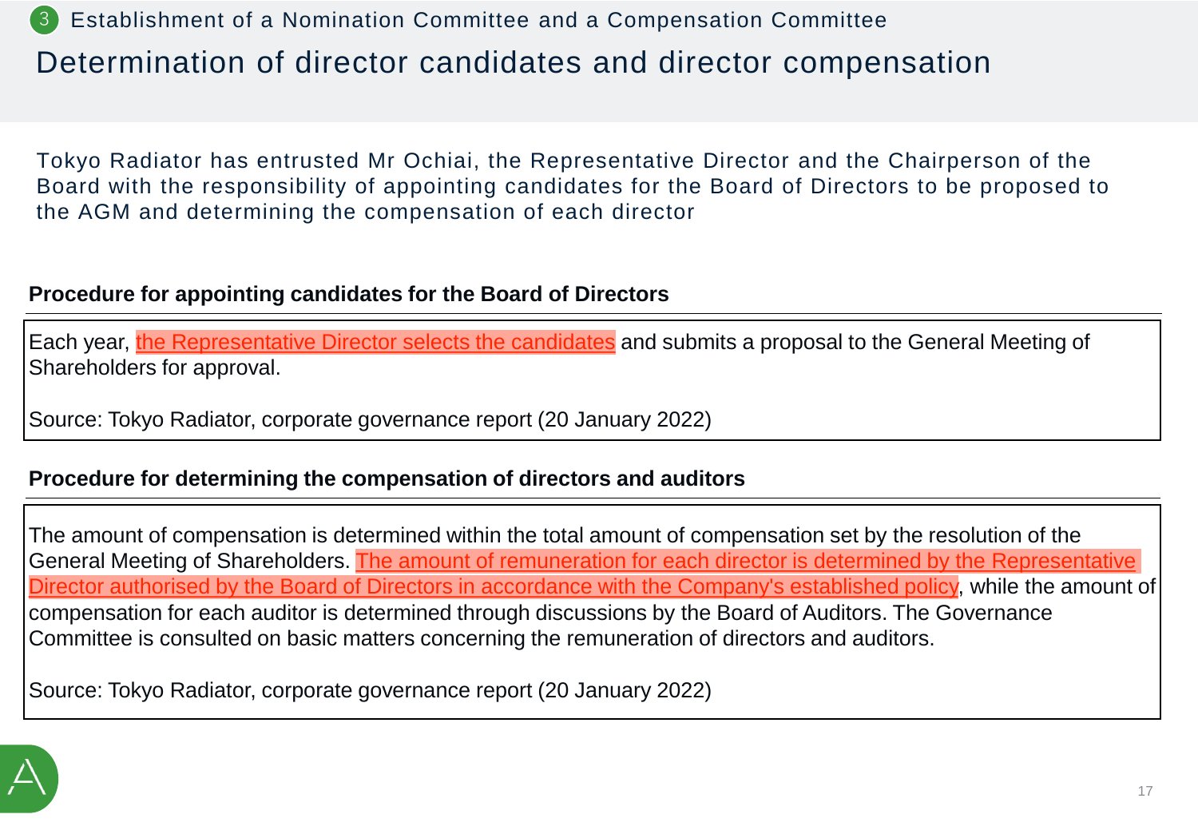3 Establishment of a Nomination Committee and a Compensation Committee

# Determination of director candidates and director compensation

Tokyo Radiator has entrusted Mr Ochiai, the Representative Director and the Chairperson of the Board with the responsibility of appointing candidates for the Board of Directors to be proposed to the AGM and determining the compensation of each director

**Procedure for appointing candidates for the Board of Directors**

> Each year, the Representative Director selects the candidates and submits a proposal to the General Meeting of Shareholders for approval.
>
> Source: Tokyo Radiator, corporate governance report (20 January 2022)

**Procedure for determining the compensation of directors and auditors**

> The amount of compensation is determined within the total amount of compensation set by the resolution of the General Meeting of Shareholders. The amount of remuneration for each director is determined by the Representative Director authorised by the Board of Directors in accordance with the Company's established policy, while the amount of compensation for each auditor is determined through discussions by the Board of Auditors. The Governance Committee is consulted on basic matters concerning the remuneration of directors and auditors.
>
> Source: Tokyo Radiator, corporate governance report (20 January 2022)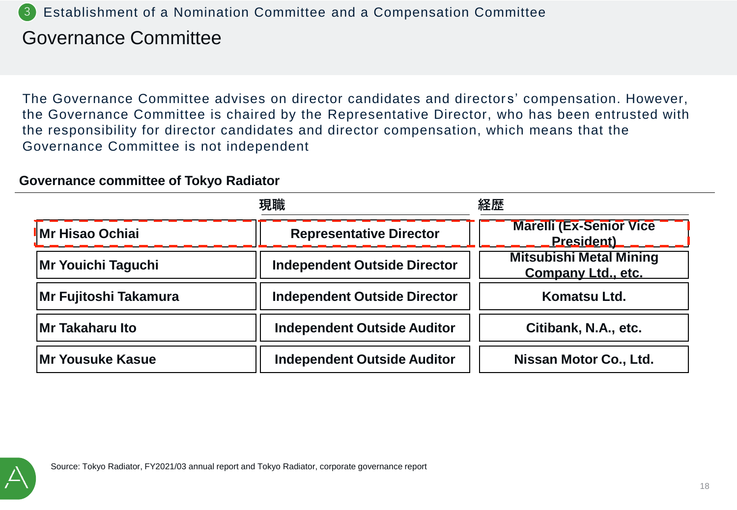3 Establishment of a Nomination Committee and a Compensation Committee

# Governance Committee

The Governance Committee advises on director candidates and directors' compensation. However, the Governance Committee is chaired by the Representative Director, who has been entrusted with the responsibility for director candidates and director compensation, which means that the Governance Committee is not independent

**Governance committee of Tokyo Radiator**

| | 現職 | 経歴 |
|---|---|---|
| **Mr Hisao Ochiai** | **Representative Director** | **Marelli (Ex-Senior Vice President)** |
| **Mr Youichi Taguchi** | **Independent Outside Director** | **Mitsubishi Metal Mining Company Ltd., etc.** |
| **Mr Fujitoshi Takamura** | **Independent Outside Director** | **Komatsu Ltd.** |
| **Mr Takaharu Ito** | **Independent Outside Auditor** | **Citibank, N.A., etc.** |
| **Mr Yousuke Kasue** | **Independent Outside Auditor** | **Nissan Motor Co., Ltd.** |

Source: Tokyo Radiator, FY2021/03 annual report and Tokyo Radiator, corporate governance report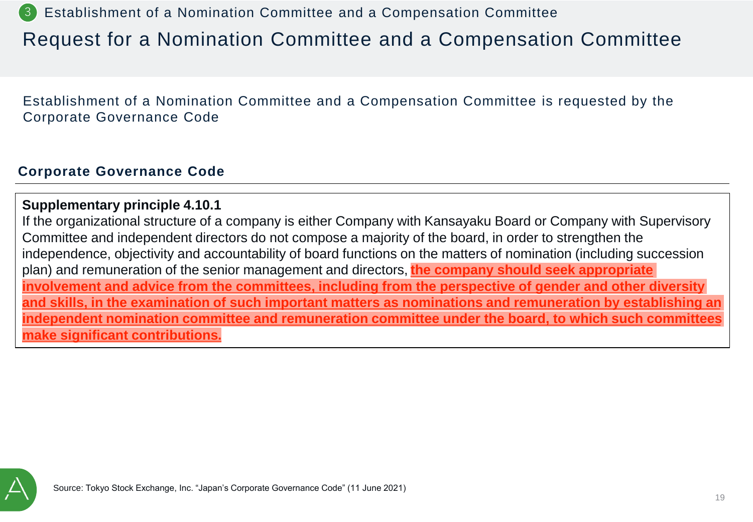3 Establishment of a Nomination Committee and a Compensation Committee

# Request for a Nomination Committee and a Compensation Committee

Establishment of a Nomination Committee and a Compensation Committee is requested by the Corporate Governance Code

## Corporate Governance Code

**Supplementary principle 4.10.1**

If the organizational structure of a company is either Company with Kansayaku Board or Company with Supervisory Committee and independent directors do not compose a majority of the board, in order to strengthen the independence, objectivity and accountability of board functions on the matters of nomination (including succession plan) and remuneration of the senior management and directors, **the company should seek appropriate involvement and advice from the committees, including from the perspective of gender and other diversity and skills, in the examination of such important matters as nominations and remuneration by establishing an independent nomination committee and remuneration committee under the board, to which such committees make significant contributions.**

Source: Tokyo Stock Exchange, Inc. "Japan's Corporate Governance Code" (11 June 2021)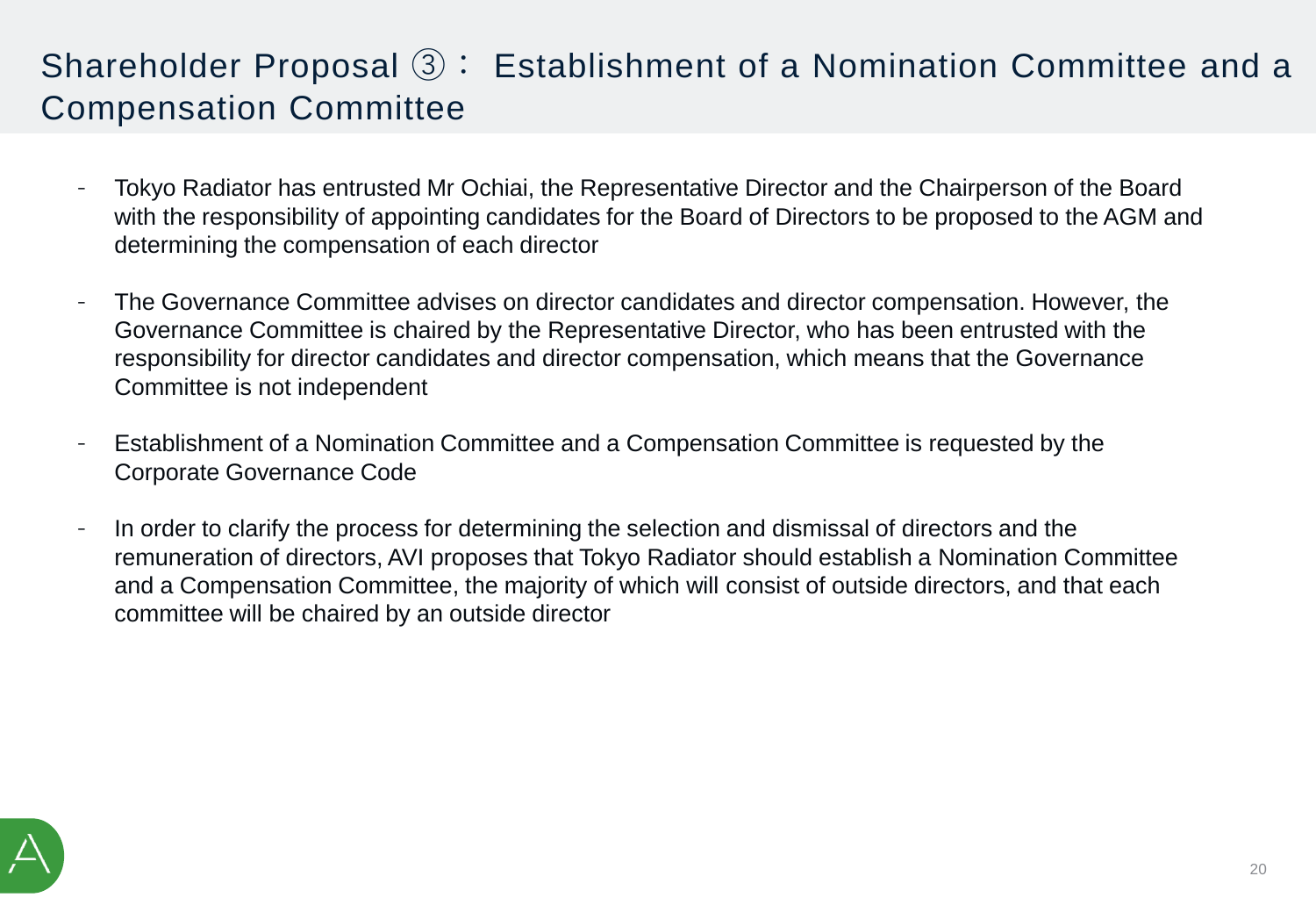# Shareholder Proposal ③： Establishment of a Nomination Committee and a Compensation Committee

- Tokyo Radiator has entrusted Mr Ochiai, the Representative Director and the Chairperson of the Board with the responsibility of appointing candidates for the Board of Directors to be proposed to the AGM and determining the compensation of each director

- The Governance Committee advises on director candidates and director compensation. However, the Governance Committee is chaired by the Representative Director, who has been entrusted with the responsibility for director candidates and director compensation, which means that the Governance Committee is not independent

- Establishment of a Nomination Committee and a Compensation Committee is requested by the Corporate Governance Code

- In order to clarify the process for determining the selection and dismissal of directors and the remuneration of directors, AVI proposes that Tokyo Radiator should establish a Nomination Committee and a Compensation Committee, the majority of which will consist of outside directors, and that each committee will be chaired by an outside director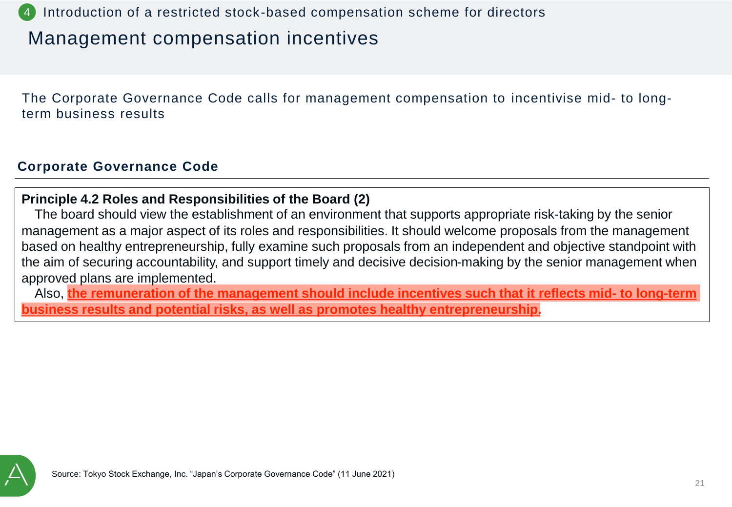4 Introduction of a restricted stock-based compensation scheme for directors

# Management compensation incentives

The Corporate Governance Code calls for management compensation to incentivise mid- to long-term business results

## Corporate Governance Code

**Principle 4.2 Roles and Responsibilities of the Board (2)**

The board should view the establishment of an environment that supports appropriate risk-taking by the senior management as a major aspect of its roles and responsibilities. It should welcome proposals from the management based on healthy entrepreneurship, fully examine such proposals from an independent and objective standpoint with the aim of securing accountability, and support timely and decisive decision-making by the senior management when approved plans are implemented.

Also, **the remuneration of the management should include incentives such that it reflects mid- to long-term business results and potential risks, as well as promotes healthy entrepreneurship.**

Source: Tokyo Stock Exchange, Inc. "Japan's Corporate Governance Code" (11 June 2021)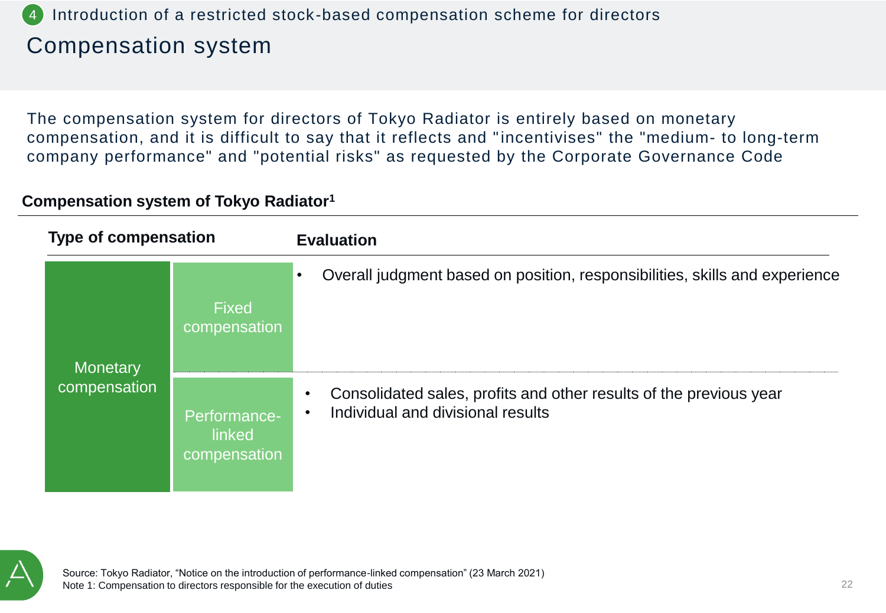4 Introduction of a restricted stock-based compensation scheme for directors

# Compensation system

The compensation system for directors of Tokyo Radiator is entirely based on monetary compensation, and it is difficult to say that it reflects and "incentivises" the "medium- to long-term company performance" and "potential risks" as requested by the Corporate Governance Code

**Compensation system of Tokyo Radiator[1]**

| Type of compensation | | Evaluation |
|---|---|---|
| Monetary compensation | Fixed compensation | • Overall judgment based on position, responsibilities, skills and experience |
| | Performance-linked compensation | • Consolidated sales, profits and other results of the previous year<br>• Individual and divisional results |

Source: Tokyo Radiator, "Notice on the introduction of performance-linked compensation" (23 March 2021)
Note 1: Compensation to directors responsible for the execution of duties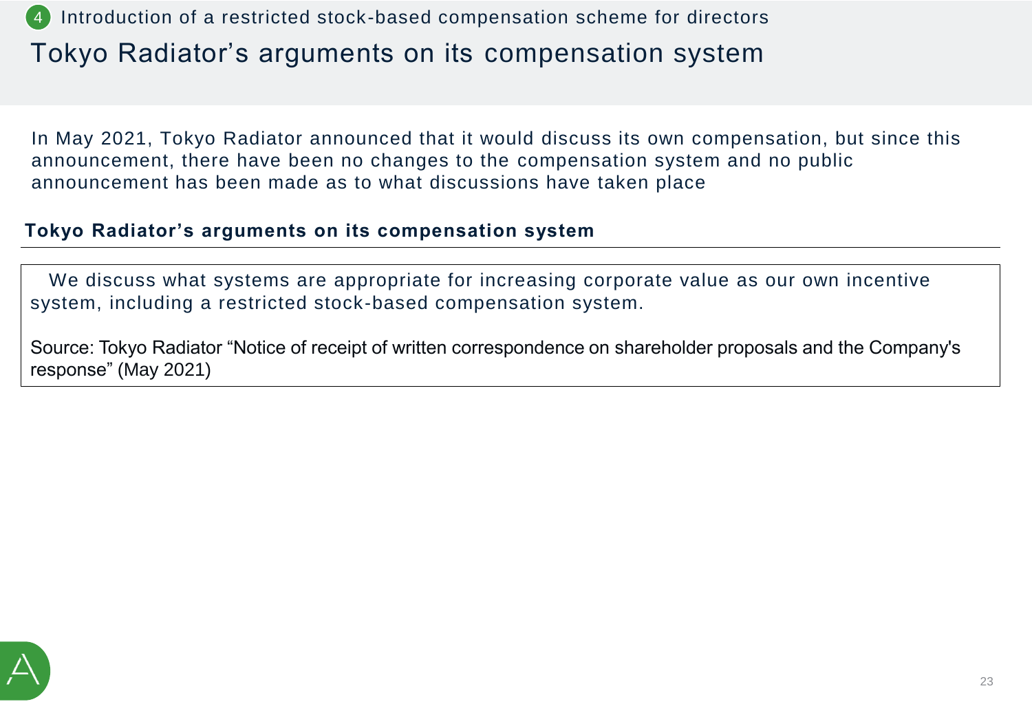4 Introduction of a restricted stock-based compensation scheme for directors

# Tokyo Radiator's arguments on its compensation system

In May 2021, Tokyo Radiator announced that it would discuss its own compensation, but since this announcement, there have been no changes to the compensation system and no public announcement has been made as to what discussions have taken place

## Tokyo Radiator's arguments on its compensation system

We discuss what systems are appropriate for increasing corporate value as our own incentive system, including a restricted stock-based compensation system.

Source: Tokyo Radiator "Notice of receipt of written correspondence on shareholder proposals and the Company's response" (May 2021)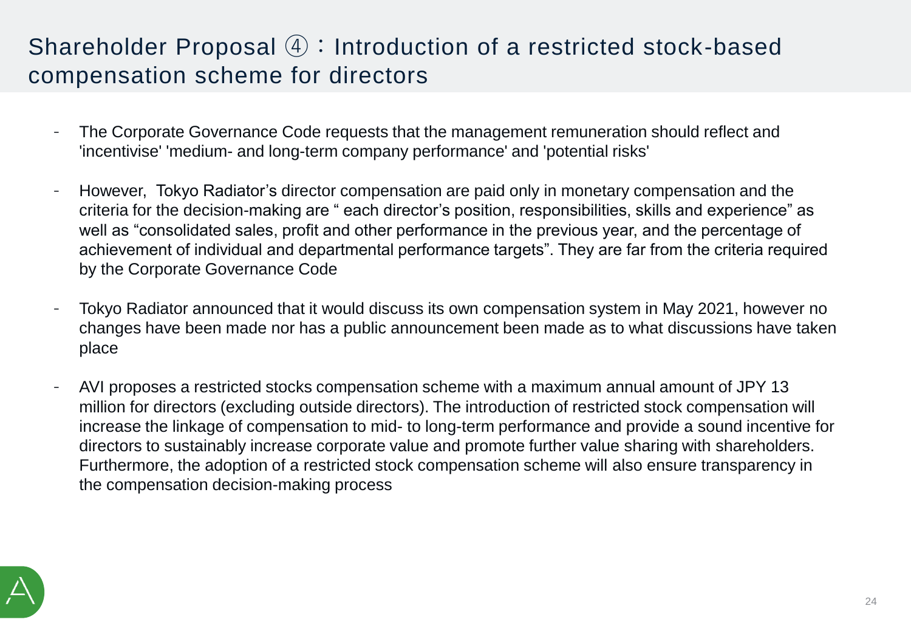# Shareholder Proposal ④：Introduction of a restricted stock-based compensation scheme for directors

- The Corporate Governance Code requests that the management remuneration should reflect and 'incentivise' 'medium- and long-term company performance' and 'potential risks'

- However, Tokyo Radiator's director compensation are paid only in monetary compensation and the criteria for the decision-making are " each director's position, responsibilities, skills and experience" as well as "consolidated sales, profit and other performance in the previous year, and the percentage of achievement of individual and departmental performance targets". They are far from the criteria required by the Corporate Governance Code

- Tokyo Radiator announced that it would discuss its own compensation system in May 2021, however no changes have been made nor has a public announcement been made as to what discussions have taken place

- AVI proposes a restricted stocks compensation scheme with a maximum annual amount of JPY 13 million for directors (excluding outside directors). The introduction of restricted stock compensation will increase the linkage of compensation to mid- to long-term performance and provide a sound incentive for directors to sustainably increase corporate value and promote further value sharing with shareholders. Furthermore, the adoption of a restricted stock compensation scheme will also ensure transparency in the compensation decision-making process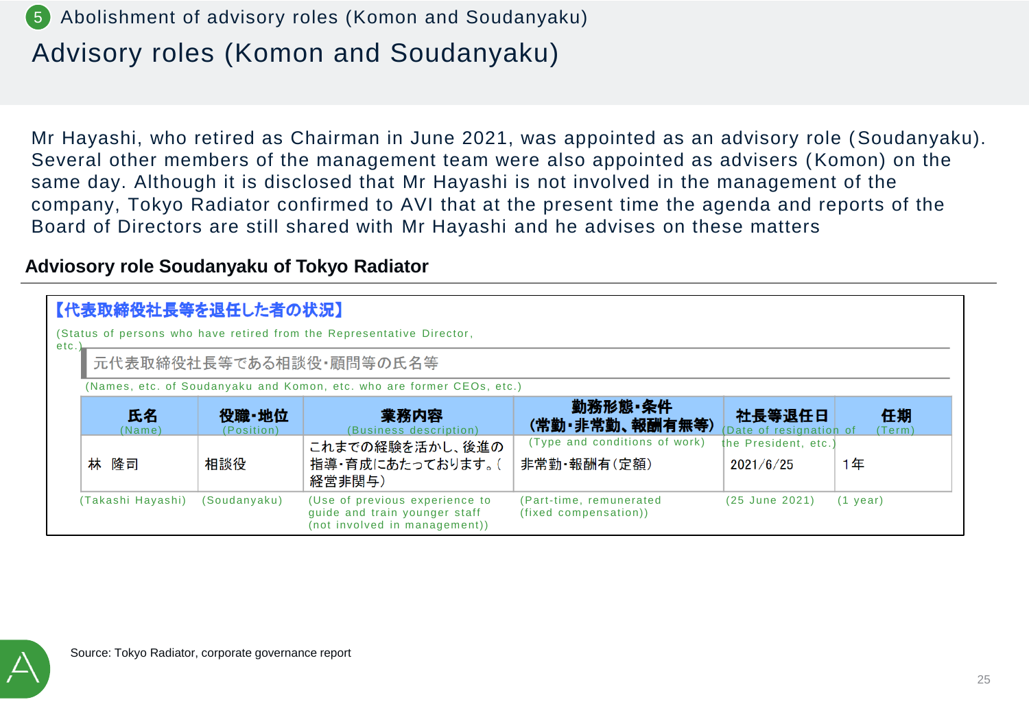5 Abolishment of advisory roles (Komon and Soudanyaku)

# Advisory roles (Komon and Soudanyaku)

Mr Hayashi, who retired as Chairman in June 2021, was appointed as an advisory role (Soudanyaku). Several other members of the management team were also appointed as advisers (Komon) on the same day. Although it is disclosed that Mr Hayashi is not involved in the management of the company, Tokyo Radiator confirmed to AVI that at the present time the agenda and reports of the Board of Directors are still shared with Mr Hayashi and he advises on these matters

### Adviosory role Soudanyaku of Tokyo Radiator

**【代表取締役社長等を退任した者の状況】**

(Status of persons who have retired from the Representative Director, etc.)

元代表取締役社長等である相談役・顧問等の氏名等

(Names, etc. of Soudanyaku and Komon, etc. who are former CEOs, etc.)

| 氏名 (Name) | 役職・地位 (Position) | 業務内容 (Business description) | 勤務形態・条件 (常勤・非常勤、報酬有無等) (Type and conditions of work) | 社長等退任日 (Date of resignation of the President, etc.) | 任期 (Term) |
|---|---|---|---|---|---|
| 林　隆司 (Takashi Hayashi) | 相談役 (Soudanyaku) | これまでの経験を活かし、後進の指導・育成にあたっております。(経営非関与) (Use of previous experience to guide and train younger staff (not involved in management)) | 非常勤・報酬有(定額) (Part-time, remunerated (fixed compensation)) | 2021/6/25 (25 June 2021) | 1年 (1 year) |

Source: Tokyo Radiator, corporate governance report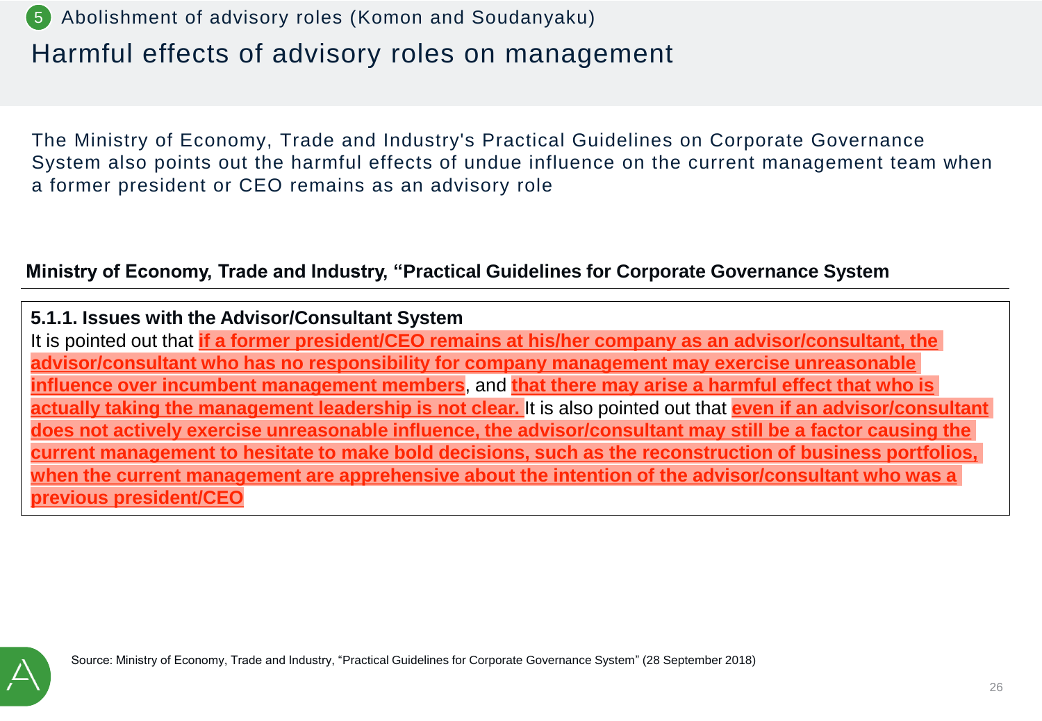5 Abolishment of advisory roles (Komon and Soudanyaku)

# Harmful effects of advisory roles on management

The Ministry of Economy, Trade and Industry's Practical Guidelines on Corporate Governance System also points out the harmful effects of undue influence on the current management team when a former president or CEO remains as an advisory role

**Ministry of Economy, Trade and Industry, “Practical Guidelines for Corporate Governance System**

**5.1.1. Issues with the Advisor/Consultant System**

It is pointed out that **if a former president/CEO remains at his/her company as an advisor/consultant, the advisor/consultant who has no responsibility for company management may exercise unreasonable influence over incumbent management members**, and **that there may arise a harmful effect that who is actually taking the management leadership is not clear.** It is also pointed out that **even if an advisor/consultant does not actively exercise unreasonable influence, the advisor/consultant may still be a factor causing the current management to hesitate to make bold decisions, such as the reconstruction of business portfolios, when the current management are apprehensive about the intention of the advisor/consultant who was a previous president/CEO**

Source: Ministry of Economy, Trade and Industry, “Practical Guidelines for Corporate Governance System” (28 September 2018)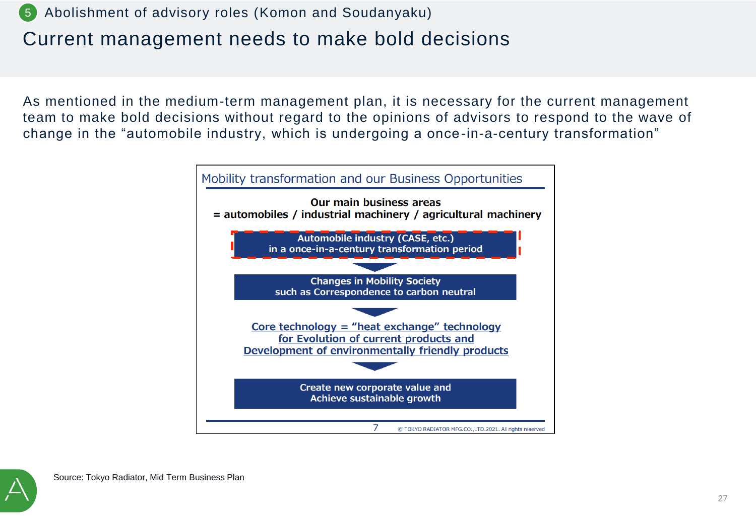## 5 Abolishment of advisory roles (Komon and Soudanyaku)

# Current management needs to make bold decisions

As mentioned in the medium-term management plan, it is necessary for the current management team to make bold decisions without regard to the opinions of advisors to respond to the wave of change in the “automobile industry, which is undergoing a once-in-a-century transformation”

**Mobility transformation and our Business Opportunities**

**Our main business areas**
**= automobiles / industrial machinery / agricultural machinery**

**Automobile industry (CASE, etc.) in a once-in-a-century transformation period**

↓

**Changes in Mobility Society such as Correspondence to carbon neutral**

↓

**Core technology = “heat exchange” technology for Evolution of current products and Development of environmentally friendly products**

↓

**Create new corporate value and Achieve sustainable growth**

7 © TOKYO RADIATOR MFG.CO.,LTD.2021. All rights reserved

Source: Tokyo Radiator, Mid Term Business Plan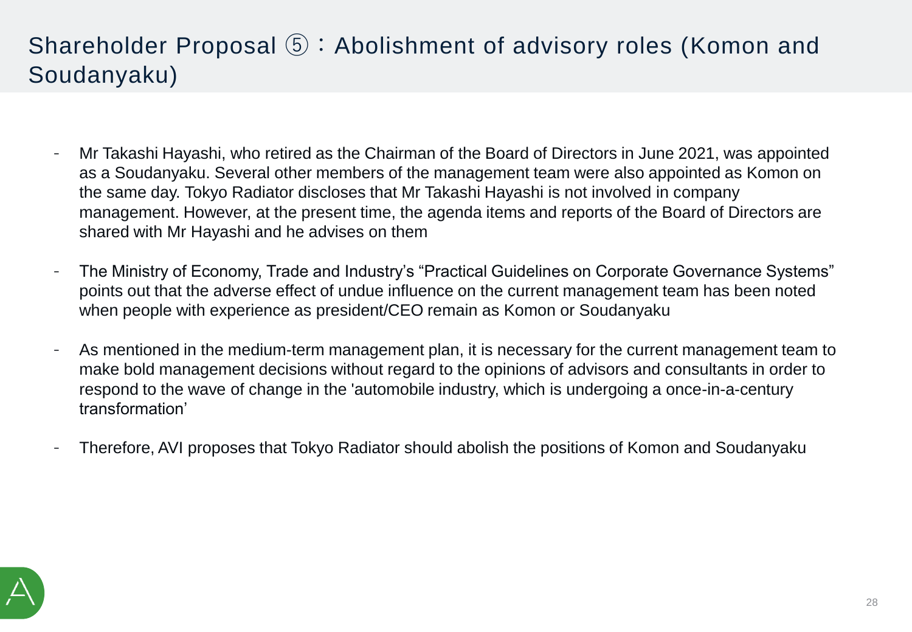# Shareholder Proposal ⑤：Abolishment of advisory roles (Komon and Soudanyaku)

- Mr Takashi Hayashi, who retired as the Chairman of the Board of Directors in June 2021, was appointed as a Soudanyaku. Several other members of the management team were also appointed as Komon on the same day. Tokyo Radiator discloses that Mr Takashi Hayashi is not involved in company management. However, at the present time, the agenda items and reports of the Board of Directors are shared with Mr Hayashi and he advises on them

- The Ministry of Economy, Trade and Industry's "Practical Guidelines on Corporate Governance Systems" points out that the adverse effect of undue influence on the current management team has been noted when people with experience as president/CEO remain as Komon or Soudanyaku

- As mentioned in the medium-term management plan, it is necessary for the current management team to make bold management decisions without regard to the opinions of advisors and consultants in order to respond to the wave of change in the 'automobile industry, which is undergoing a once-in-a-century transformation'

- Therefore, AVI proposes that Tokyo Radiator should abolish the positions of Komon and Soudanyaku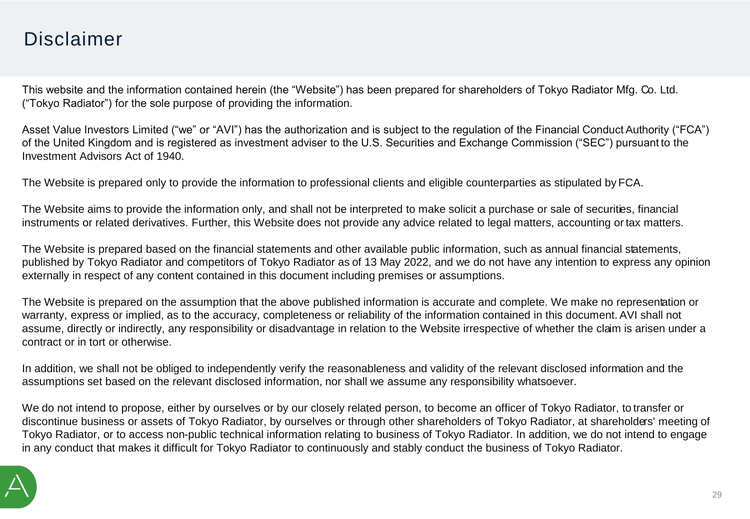# Disclaimer

This website and the information contained herein (the "Website") has been prepared for shareholders of Tokyo Radiator Mfg. Co. Ltd. ("Tokyo Radiator") for the sole purpose of providing the information.

Asset Value Investors Limited ("we" or "AVI") has the authorization and is subject to the regulation of the Financial Conduct Authority ("FCA") of the United Kingdom and is registered as investment adviser to the U.S. Securities and Exchange Commission ("SEC") pursuant to the Investment Advisors Act of 1940.

The Website is prepared only to provide the information to professional clients and eligible counterparties as stipulated by FCA.

The Website aims to provide the information only, and shall not be interpreted to make solicit a purchase or sale of securities, financial instruments or related derivatives. Further, this Website does not provide any advice related to legal matters, accounting or tax matters.

The Website is prepared based on the financial statements and other available public information, such as annual financial statements, published by Tokyo Radiator and competitors of Tokyo Radiator as of 13 May 2022, and we do not have any intention to express any opinion externally in respect of any content contained in this document including premises or assumptions.

The Website is prepared on the assumption that the above published information is accurate and complete. We make no representation or warranty, express or implied, as to the accuracy, completeness or reliability of the information contained in this document. AVI shall not assume, directly or indirectly, any responsibility or disadvantage in relation to the Website irrespective of whether the claim is arisen under a contract or in tort or otherwise.

In addition, we shall not be obliged to independently verify the reasonableness and validity of the relevant disclosed information and the assumptions set based on the relevant disclosed information, nor shall we assume any responsibility whatsoever.

We do not intend to propose, either by ourselves or by our closely related person, to become an officer of Tokyo Radiator, to transfer or discontinue business or assets of Tokyo Radiator, by ourselves or through other shareholders of Tokyo Radiator, at shareholders' meeting of Tokyo Radiator, or to access non-public technical information relating to business of Tokyo Radiator. In addition, we do not intend to engage in any conduct that makes it difficult for Tokyo Radiator to continuously and stably conduct the business of Tokyo Radiator.